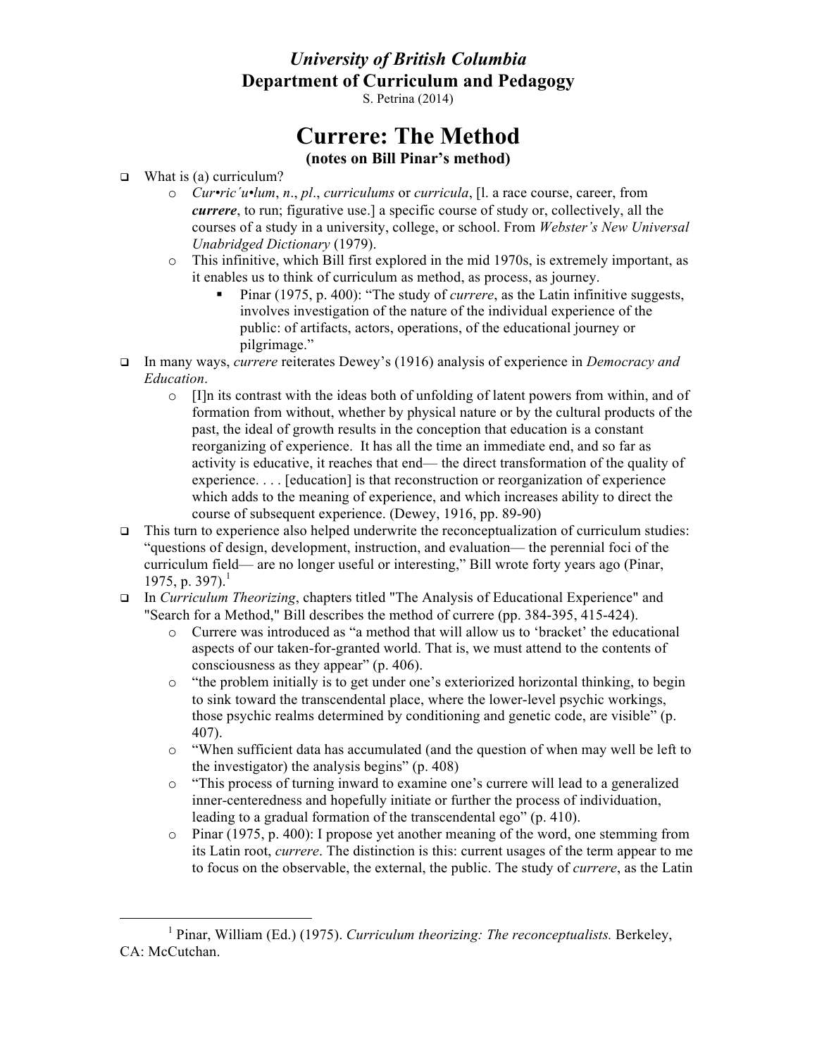*University of British Columbia*
**Department of Curriculum and Pedagogy**
S. Petrina (2014)

# Currere: The Method

**(notes on Bill Pinar's method)**

- What is (a) curriculum?
  - *Cur•ric´u•lum*, *n*., *pl*., *curriculums* or *curricula*, [l. a race course, career, from ***currere***, to run; figurative use.] a specific course of study or, collectively, all the courses of a study in a university, college, or school. From *Webster's New Universal Unabridged Dictionary* (1979).
  - This infinitive, which Bill first explored in the mid 1970s, is extremely important, as it enables us to think of curriculum as method, as process, as journey.
    - Pinar (1975, p. 400): "The study of *currere*, as the Latin infinitive suggests, involves investigation of the nature of the individual experience of the public: of artifacts, actors, operations, of the educational journey or pilgrimage."
- In many ways, *currere* reiterates Dewey's (1916) analysis of experience in *Democracy and Education*.
  - [I]n its contrast with the ideas both of unfolding of latent powers from within, and of formation from without, whether by physical nature or by the cultural products of the past, the ideal of growth results in the conception that education is a constant reorganizing of experience. It has all the time an immediate end, and so far as activity is educative, it reaches that end— the direct transformation of the quality of experience. . . . [education] is that reconstruction or reorganization of experience which adds to the meaning of experience, and which increases ability to direct the course of subsequent experience. (Dewey, 1916, pp. 89-90)
- This turn to experience also helped underwrite the reconceptualization of curriculum studies: "questions of design, development, instruction, and evaluation— the perennial foci of the curriculum field— are no longer useful or interesting," Bill wrote forty years ago (Pinar, 1975, p. 397).[1]
- In *Curriculum Theorizing*, chapters titled "The Analysis of Educational Experience" and "Search for a Method," Bill describes the method of currere (pp. 384-395, 415-424).
  - Currere was introduced as "a method that will allow us to 'bracket' the educational aspects of our taken-for-granted world. That is, we must attend to the contents of consciousness as they appear" (p. 406).
  - "the problem initially is to get under one's exteriorized horizontal thinking, to begin to sink toward the transcendental place, where the lower-level psychic workings, those psychic realms determined by conditioning and genetic code, are visible" (p. 407).
  - "When sufficient data has accumulated (and the question of when may well be left to the investigator) the analysis begins" (p. 408)
  - "This process of turning inward to examine one's currere will lead to a generalized inner-centeredness and hopefully initiate or further the process of individuation, leading to a gradual formation of the transcendental ego" (p. 410).
  - Pinar (1975, p. 400): I propose yet another meaning of the word, one stemming from its Latin root, *currere*. The distinction is this: current usages of the term appear to me to focus on the observable, the external, the public. The study of *currere*, as the Latin

---

[1] Pinar, William (Ed.) (1975). *Curriculum theorizing: The reconceptualists.* Berkeley, CA: McCutchan.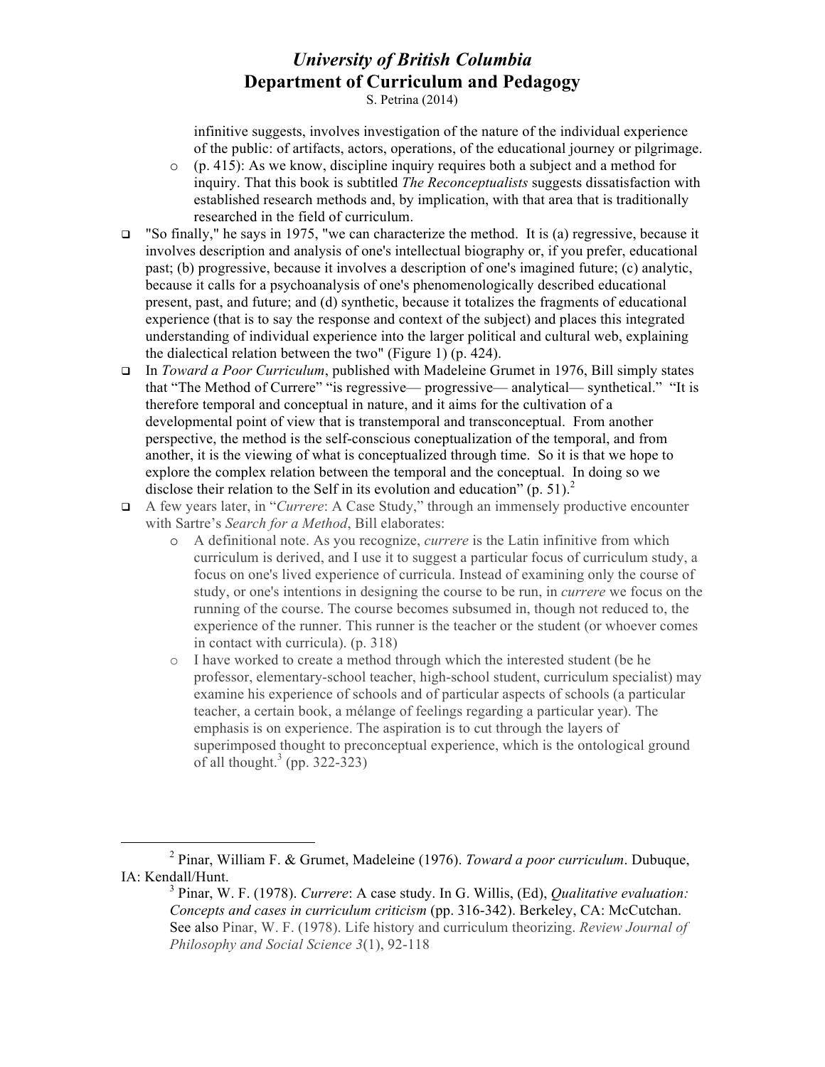infinitive suggests, involves investigation of the nature of the individual experience of the public: of artifacts, actors, operations, of the educational journey or pilgrimage.

- (p. 415): As we know, discipline inquiry requires both a subject and a method for inquiry. That this book is subtitled *The Reconceptualists* suggests dissatisfaction with established research methods and, by implication, with that area that is traditionally researched in the field of curriculum.

- "So finally," he says in 1975, "we can characterize the method. It is (a) regressive, because it involves description and analysis of one's intellectual biography or, if you prefer, educational past; (b) progressive, because it involves a description of one's imagined future; (c) analytic, because it calls for a psychoanalysis of one's phenomenologically described educational present, past, and future; and (d) synthetic, because it totalizes the fragments of educational experience (that is to say the response and context of the subject) and places this integrated understanding of individual experience into the larger political and cultural web, explaining the dialectical relation between the two" (Figure 1) (p. 424).
- In *Toward a Poor Curriculum*, published with Madeleine Grumet in 1976, Bill simply states that "The Method of Currere" "is regressive— progressive— analytical— synthetical." "It is therefore temporal and conceptual in nature, and it aims for the cultivation of a developmental point of view that is transtemporal and transconceptual. From another perspective, the method is the self-conscious coneptualization of the temporal, and from another, it is the viewing of what is conceptualized through time. So it is that we hope to explore the complex relation between the temporal and the conceptual. In doing so we disclose their relation to the Self in its evolution and education" (p. 51).[2]
- A few years later, in "*Currere*: A Case Study," through an immensely productive encounter with Sartre's *Search for a Method*, Bill elaborates:
  - A definitional note. As you recognize, *currere* is the Latin infinitive from which curriculum is derived, and I use it to suggest a particular focus of curriculum study, a focus on one's lived experience of curricula. Instead of examining only the course of study, or one's intentions in designing the course to be run, in *currere* we focus on the running of the course. The course becomes subsumed in, though not reduced to, the experience of the runner. This runner is the teacher or the student (or whoever comes in contact with curricula). (p. 318)
  - I have worked to create a method through which the interested student (be he professor, elementary-school teacher, high-school student, curriculum specialist) may examine his experience of schools and of particular aspects of schools (a particular teacher, a certain book, a mélange of feelings regarding a particular year). The emphasis is on experience. The aspiration is to cut through the layers of superimposed thought to preconceptual experience, which is the ontological ground of all thought.[3] (pp. 322-323)

---

[2] Pinar, William F. & Grumet, Madeleine (1976). *Toward a poor curriculum*. Dubuque, IA: Kendall/Hunt.

[3] Pinar, W. F. (1978). *Currere*: A case study. In G. Willis, (Ed), *Qualitative evaluation: Concepts and cases in curriculum criticism* (pp. 316-342). Berkeley, CA: McCutchan. See also Pinar, W. F. (1978). Life history and curriculum theorizing. *Review Journal of Philosophy and Social Science 3*(1), 92-118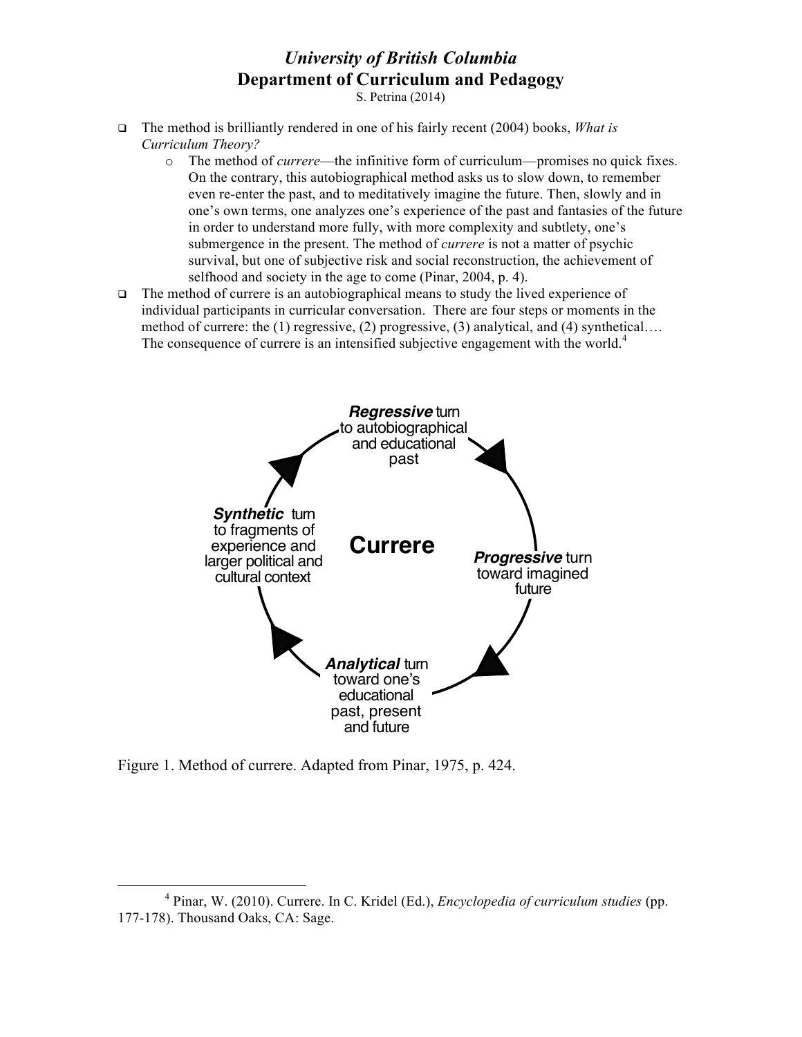- The method is brilliantly rendered in one of his fairly recent (2004) books, *What is Curriculum Theory?*
  - The method of *currere*—the infinitive form of curriculum—promises no quick fixes. On the contrary, this autobiographical method asks us to slow down, to remember even re-enter the past, and to meditatively imagine the future. Then, slowly and in one's own terms, one analyzes one's experience of the past and fantasies of the future in order to understand more fully, with more complexity and subtlety, one's submergence in the present. The method of *currere* is not a matter of psychic survival, but one of subjective risk and social reconstruction, the achievement of selfhood and society in the age to come (Pinar, 2004, p. 4).
- The method of currere is an autobiographical means to study the lived experience of individual participants in curricular conversation. There are four steps or moments in the method of currere: the (1) regressive, (2) progressive, (3) analytical, and (4) synthetical…. The consequence of currere is an intensified subjective engagement with the world.[4]

**Currere**

***Regressive*** turn to autobiographical and educational past

***Progressive*** turn toward imagined future

***Analytical*** turn toward one's educational past, present and future

***Synthetic*** turn to fragments of experience and larger political and cultural context

Figure 1. Method of currere. Adapted from Pinar, 1975, p. 424.

---

[4] Pinar, W. (2010). Currere. In C. Kridel (Ed.), *Encyclopedia of curriculum studies* (pp. 177-178). Thousand Oaks, CA: Sage.